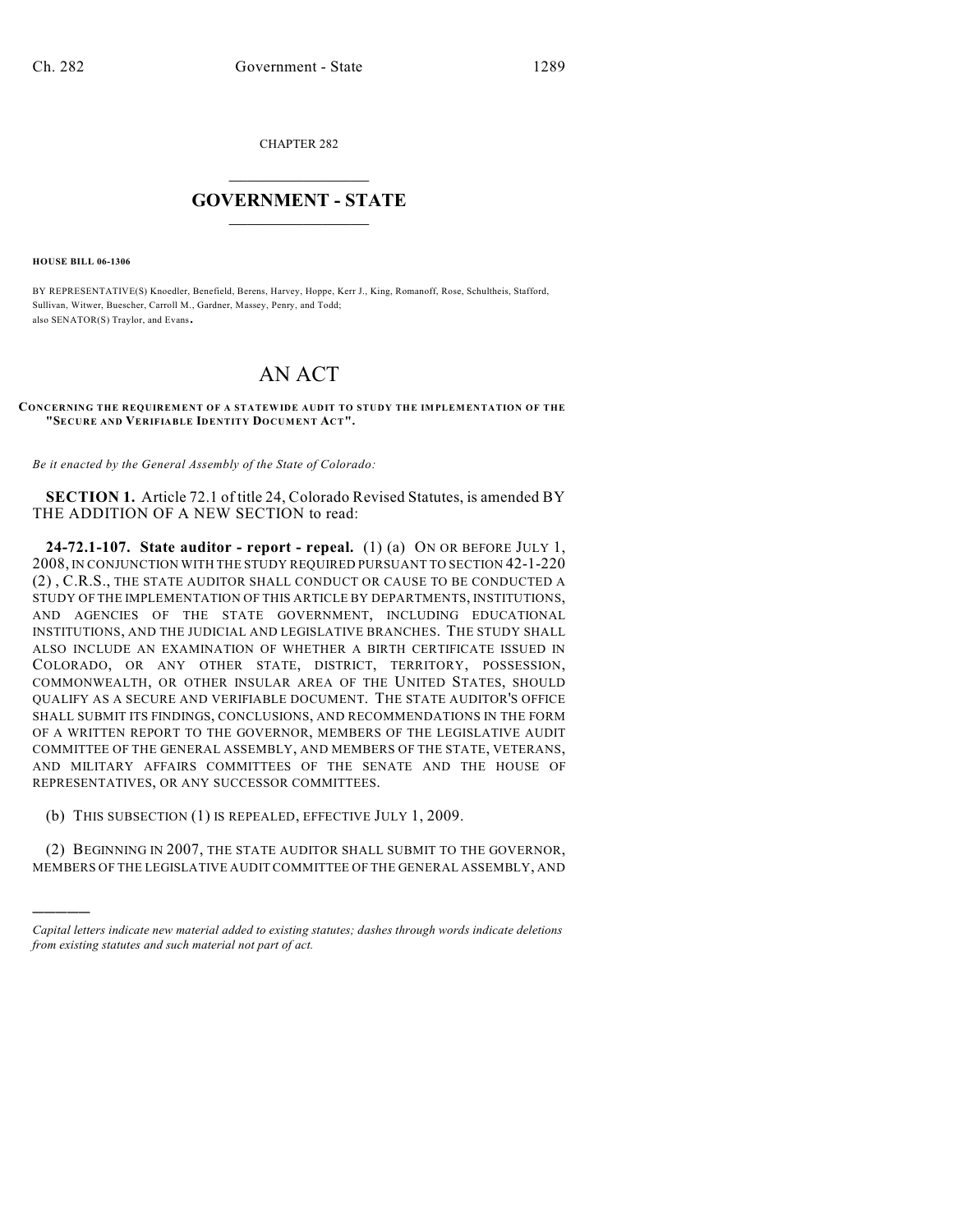CHAPTER 282

# GOVERNMENT - STATE

**HOUSE BILL 06-1306**

BY REPRESENTATIVE(S) Knoedler, Benefield, Berens, Harvey, Hoppe, Kerr J., King, Romanoff, Rose, Schultheis, Stafford, Sullivan, Witwer, Buescher, Carroll M., Gardner, Massey, Penry, and Todd;
also SENATOR(S) Traylor, and Evans.

# AN ACT

**CONCERNING THE REQUIREMENT OF A STATEWIDE AUDIT TO STUDY THE IMPLEMENTATION OF THE "SECURE AND VERIFIABLE IDENTITY DOCUMENT ACT".**

*Be it enacted by the General Assembly of the State of Colorado:*

**SECTION 1.** Article 72.1 of title 24, Colorado Revised Statutes, is amended BY THE ADDITION OF A NEW SECTION to read:

**24-72.1-107. State auditor - report - repeal.** (1) (a) ON OR BEFORE JULY 1, 2008, IN CONJUNCTION WITH THE STUDY REQUIRED PURSUANT TO SECTION 42-1-220 (2), C.R.S., THE STATE AUDITOR SHALL CONDUCT OR CAUSE TO BE CONDUCTED A STUDY OF THE IMPLEMENTATION OF THIS ARTICLE BY DEPARTMENTS, INSTITUTIONS, AND AGENCIES OF THE STATE GOVERNMENT, INCLUDING EDUCATIONAL INSTITUTIONS, AND THE JUDICIAL AND LEGISLATIVE BRANCHES. THE STUDY SHALL ALSO INCLUDE AN EXAMINATION OF WHETHER A BIRTH CERTIFICATE ISSUED IN COLORADO, OR ANY OTHER STATE, DISTRICT, TERRITORY, POSSESSION, COMMONWEALTH, OR OTHER INSULAR AREA OF THE UNITED STATES, SHOULD QUALIFY AS A SECURE AND VERIFIABLE DOCUMENT. THE STATE AUDITOR'S OFFICE SHALL SUBMIT ITS FINDINGS, CONCLUSIONS, AND RECOMMENDATIONS IN THE FORM OF A WRITTEN REPORT TO THE GOVERNOR, MEMBERS OF THE LEGISLATIVE AUDIT COMMITTEE OF THE GENERAL ASSEMBLY, AND MEMBERS OF THE STATE, VETERANS, AND MILITARY AFFAIRS COMMITTEES OF THE SENATE AND THE HOUSE OF REPRESENTATIVES, OR ANY SUCCESSOR COMMITTEES.

(b) THIS SUBSECTION (1) IS REPEALED, EFFECTIVE JULY 1, 2009.

(2) BEGINNING IN 2007, THE STATE AUDITOR SHALL SUBMIT TO THE GOVERNOR, MEMBERS OF THE LEGISLATIVE AUDIT COMMITTEE OF THE GENERAL ASSEMBLY, AND

---

*Capital letters indicate new material added to existing statutes; dashes through words indicate deletions from existing statutes and such material not part of act.*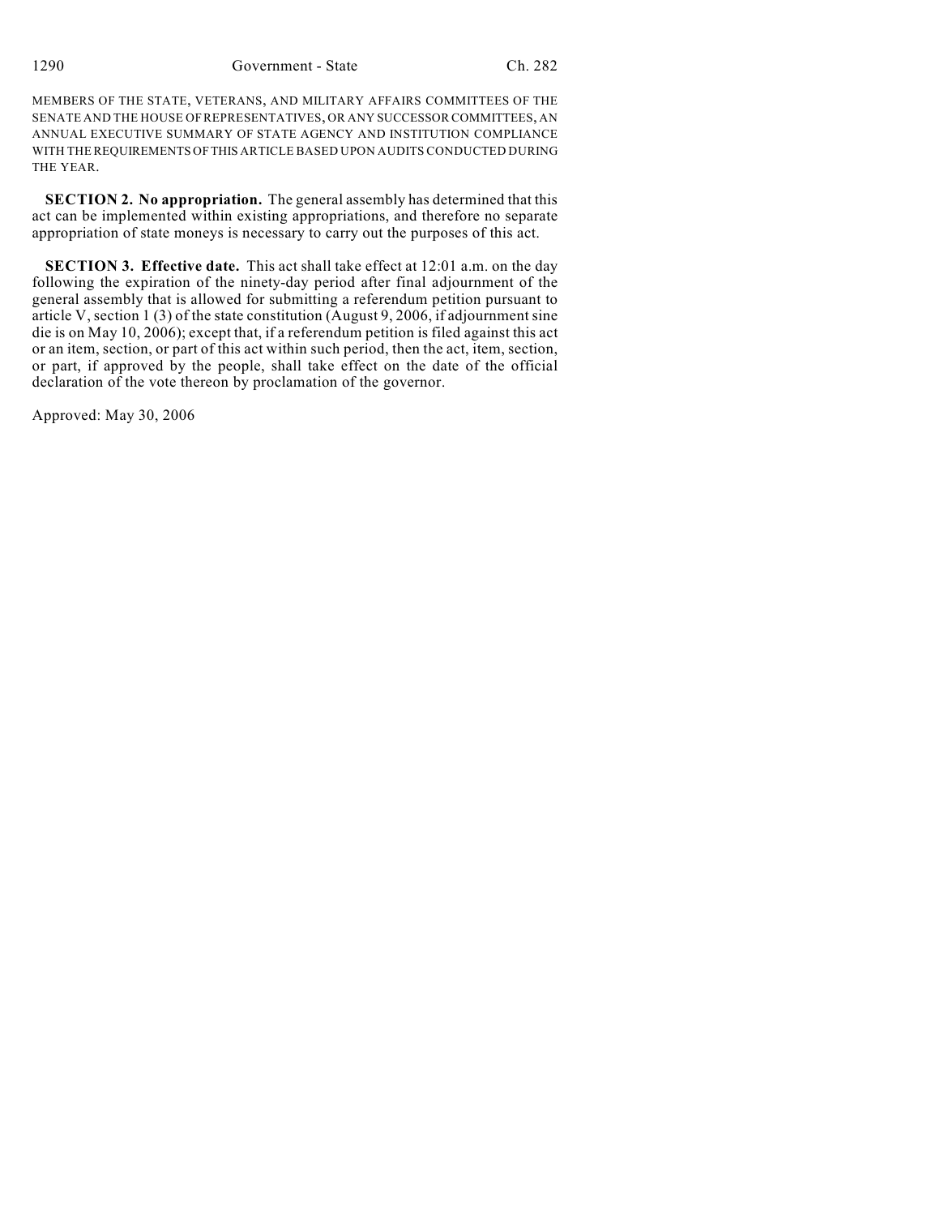MEMBERS OF THE STATE, VETERANS, AND MILITARY AFFAIRS COMMITTEES OF THE SENATE AND THE HOUSE OF REPRESENTATIVES, OR ANY SUCCESSOR COMMITTEES, AN ANNUAL EXECUTIVE SUMMARY OF STATE AGENCY AND INSTITUTION COMPLIANCE WITH THE REQUIREMENTS OF THIS ARTICLE BASED UPON AUDITS CONDUCTED DURING THE YEAR.

**SECTION 2. No appropriation.** The general assembly has determined that this act can be implemented within existing appropriations, and therefore no separate appropriation of state moneys is necessary to carry out the purposes of this act.

**SECTION 3. Effective date.** This act shall take effect at 12:01 a.m. on the day following the expiration of the ninety-day period after final adjournment of the general assembly that is allowed for submitting a referendum petition pursuant to article V, section 1 (3) of the state constitution (August 9, 2006, if adjournment sine die is on May 10, 2006); except that, if a referendum petition is filed against this act or an item, section, or part of this act within such period, then the act, item, section, or part, if approved by the people, shall take effect on the date of the official declaration of the vote thereon by proclamation of the governor.

Approved: May 30, 2006